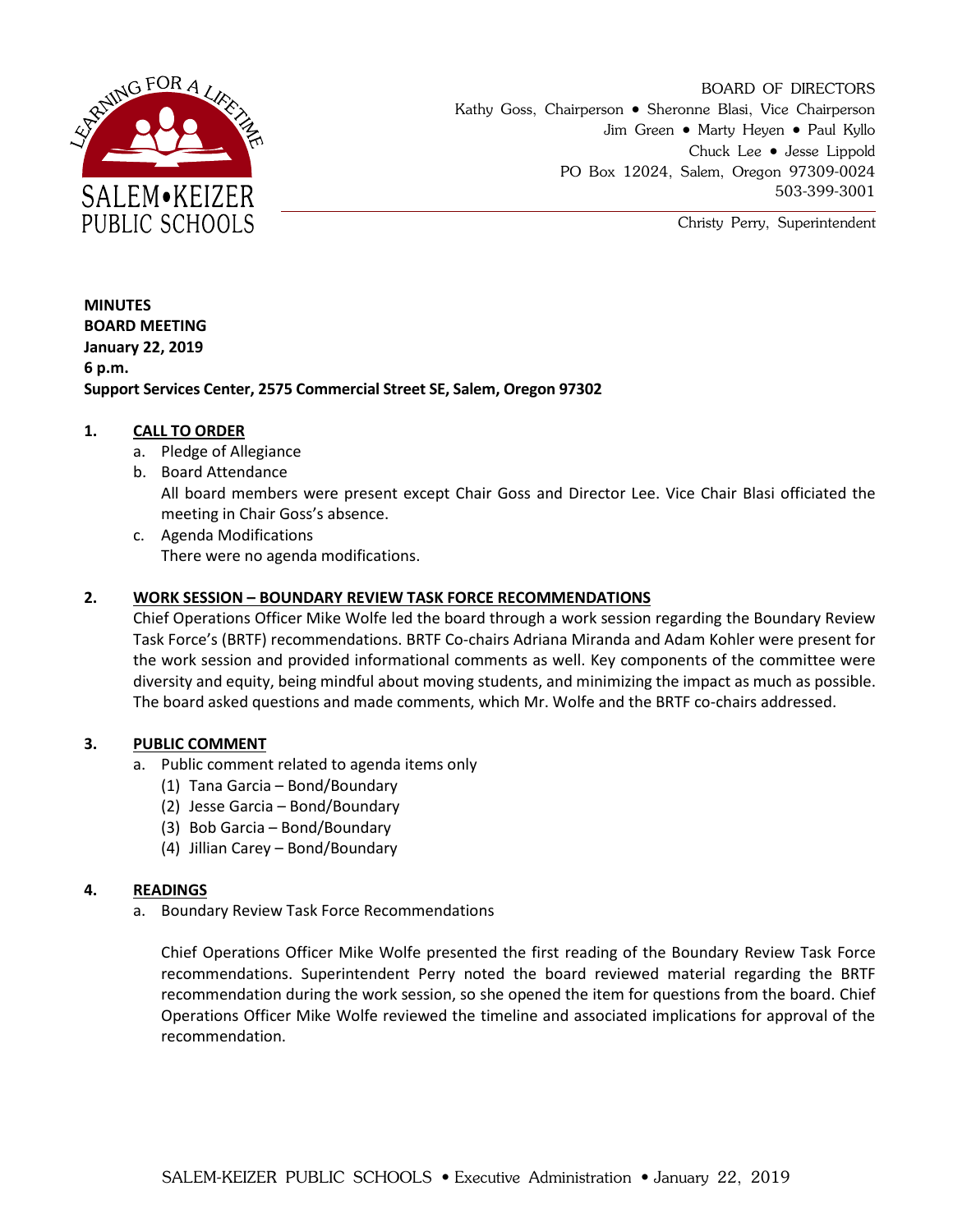BOARD OF DIRECTORS
Kathy Goss, Chairperson • Sheronne Blasi, Vice Chairperson
Jim Green • Marty Heyen • Paul Kyllo
Chuck Lee • Jesse Lippold
PO Box 12024, Salem, Oregon 97309-0024
503-399-3001

Christy Perry, Superintendent

**MINUTES**
**BOARD MEETING**
**January 22, 2019**
**6 p.m.**
**Support Services Center, 2575 Commercial Street SE, Salem, Oregon 97302**

## 1. CALL TO ORDER

a. Pledge of Allegiance
b. Board Attendance
All board members were present except Chair Goss and Director Lee. Vice Chair Blasi officiated the meeting in Chair Goss's absence.
c. Agenda Modifications
There were no agenda modifications.

## 2. WORK SESSION – BOUNDARY REVIEW TASK FORCE RECOMMENDATIONS

Chief Operations Officer Mike Wolfe led the board through a work session regarding the Boundary Review Task Force's (BRTF) recommendations. BRTF Co-chairs Adriana Miranda and Adam Kohler were present for the work session and provided informational comments as well. Key components of the committee were diversity and equity, being mindful about moving students, and minimizing the impact as much as possible. The board asked questions and made comments, which Mr. Wolfe and the BRTF co-chairs addressed.

## 3. PUBLIC COMMENT

a. Public comment related to agenda items only
(1) Tana Garcia – Bond/Boundary
(2) Jesse Garcia – Bond/Boundary
(3) Bob Garcia – Bond/Boundary
(4) Jillian Carey – Bond/Boundary

## 4. READINGS

a. Boundary Review Task Force Recommendations

Chief Operations Officer Mike Wolfe presented the first reading of the Boundary Review Task Force recommendations. Superintendent Perry noted the board reviewed material regarding the BRTF recommendation during the work session, so she opened the item for questions from the board. Chief Operations Officer Mike Wolfe reviewed the timeline and associated implications for approval of the recommendation.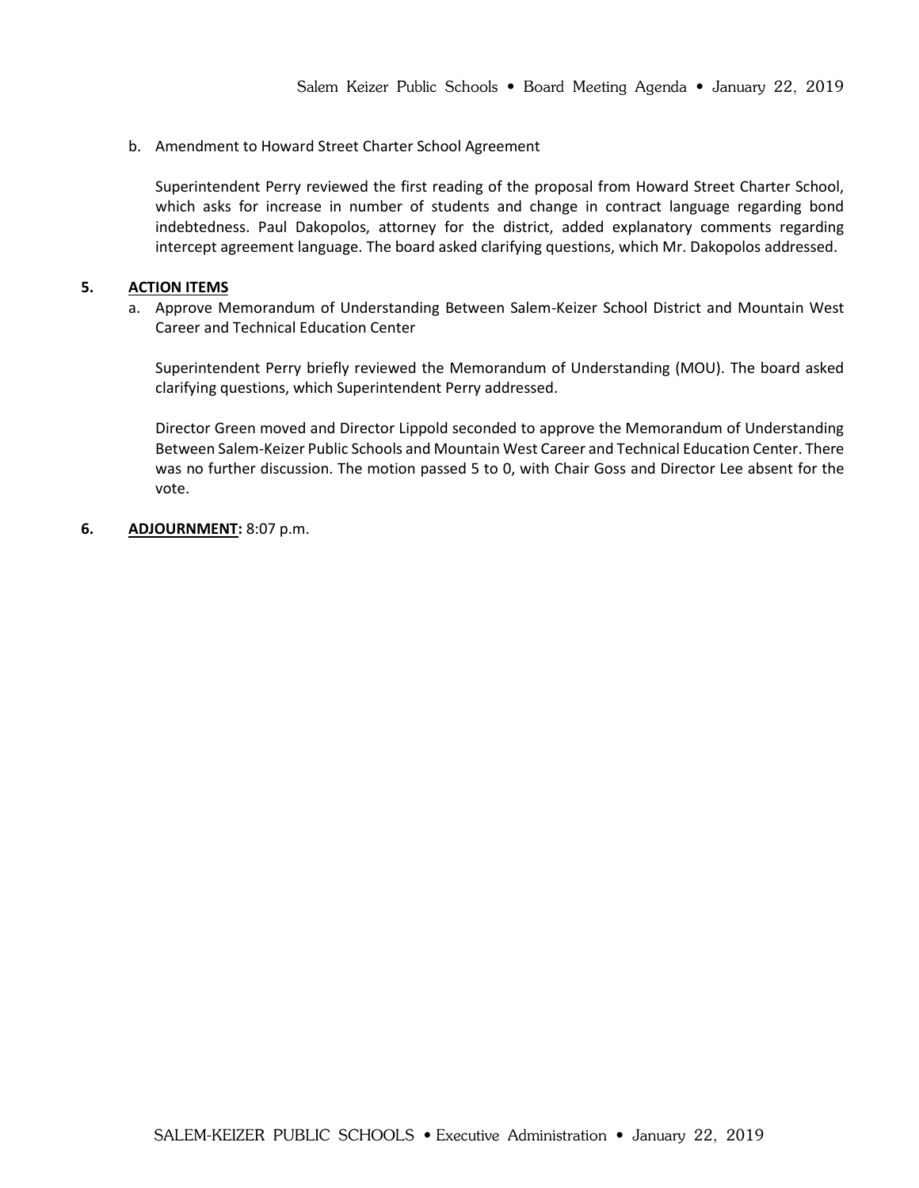b. Amendment to Howard Street Charter School Agreement

Superintendent Perry reviewed the first reading of the proposal from Howard Street Charter School, which asks for increase in number of students and change in contract language regarding bond indebtedness. Paul Dakopolos, attorney for the district, added explanatory comments regarding intercept agreement language. The board asked clarifying questions, which Mr. Dakopolos addressed.

## 5. ACTION ITEMS

a. Approve Memorandum of Understanding Between Salem-Keizer School District and Mountain West Career and Technical Education Center

Superintendent Perry briefly reviewed the Memorandum of Understanding (MOU). The board asked clarifying questions, which Superintendent Perry addressed.

Director Green moved and Director Lippold seconded to approve the Memorandum of Understanding Between Salem-Keizer Public Schools and Mountain West Career and Technical Education Center. There was no further discussion. The motion passed 5 to 0, with Chair Goss and Director Lee absent for the vote.

## 6. ADJOURNMENT: 8:07 p.m.